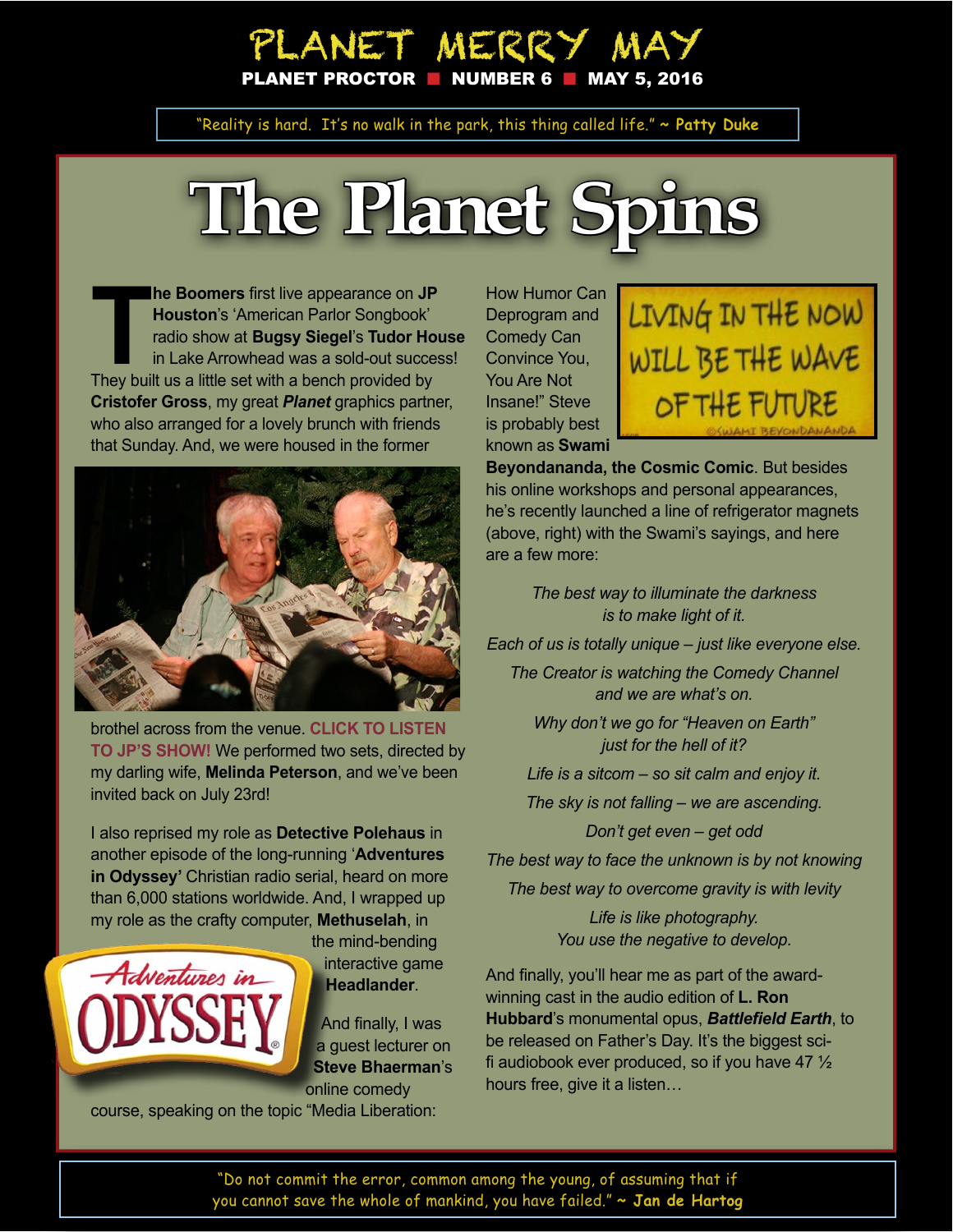# PLANET MERRY MAY

**PLANET PROCTOR ■ NUMBER 6 ■ MAY 5, 2016**

"Reality is hard. It's no walk in the park, this thing called life." ~ **Patty Duke**

## The Planet Spins

**The Boomers** first live appearance on **JP Houston**'s 'American Parlor Songbook' radio show at **Bugsy Siegel**'s **Tudor House** in Lake Arrowhead was a sold-out success! They built us a little set with a bench provided by **Cristofer Gross**, my great ***Planet*** graphics partner, who also arranged for a lovely brunch with friends that Sunday. And, we were housed in the former brothel across from the venue. **CLICK TO LISTEN TO JP'S SHOW!** We performed two sets, directed by my darling wife, **Melinda Peterson**, and we've been invited back on July 23rd!

I also reprised my role as **Detective Polehaus** in another episode of the long-running '**Adventures in Odyssey'** Christian radio serial, heard on more than 6,000 stations worldwide. And, I wrapped up my role as the crafty computer, **Methuselah**, in the mind-bending interactive game **Headlander**.

And finally, I was a guest lecturer on **Steve Bhaerman**'s online comedy course, speaking on the topic "Media Liberation: How Humor Can Deprogram and Comedy Can Convince You, You Are Not Insane!" Steve is probably best known as **Swami Beyondananda, the Cosmic Comic**. But besides his online workshops and personal appearances, he's recently launched a line of refrigerator magnets (above, right) with the Swami's sayings, and here are a few more:

*The best way to illuminate the darkness is to make light of it.*

*Each of us is totally unique – just like everyone else.*

*The Creator is watching the Comedy Channel and we are what's on.*

*Why don't we go for "Heaven on Earth" just for the hell of it?*

*Life is a sitcom – so sit calm and enjoy it.*

*The sky is not falling – we are ascending.*

*Don't get even – get odd*

*The best way to face the unknown is by not knowing*

*The best way to overcome gravity is with levity*

*Life is like photography. You use the negative to develop.*

And finally, you'll hear me as part of the award-winning cast in the audio edition of **L. Ron Hubbard**'s monumental opus, ***Battlefield Earth***, to be released on Father's Day. It's the biggest sci-fi audiobook ever produced, so if you have 47 ½ hours free, give it a listen…

"Do not commit the error, common among the young, of assuming that if you cannot save the whole of mankind, you have failed." ~ **Jan de Hartog**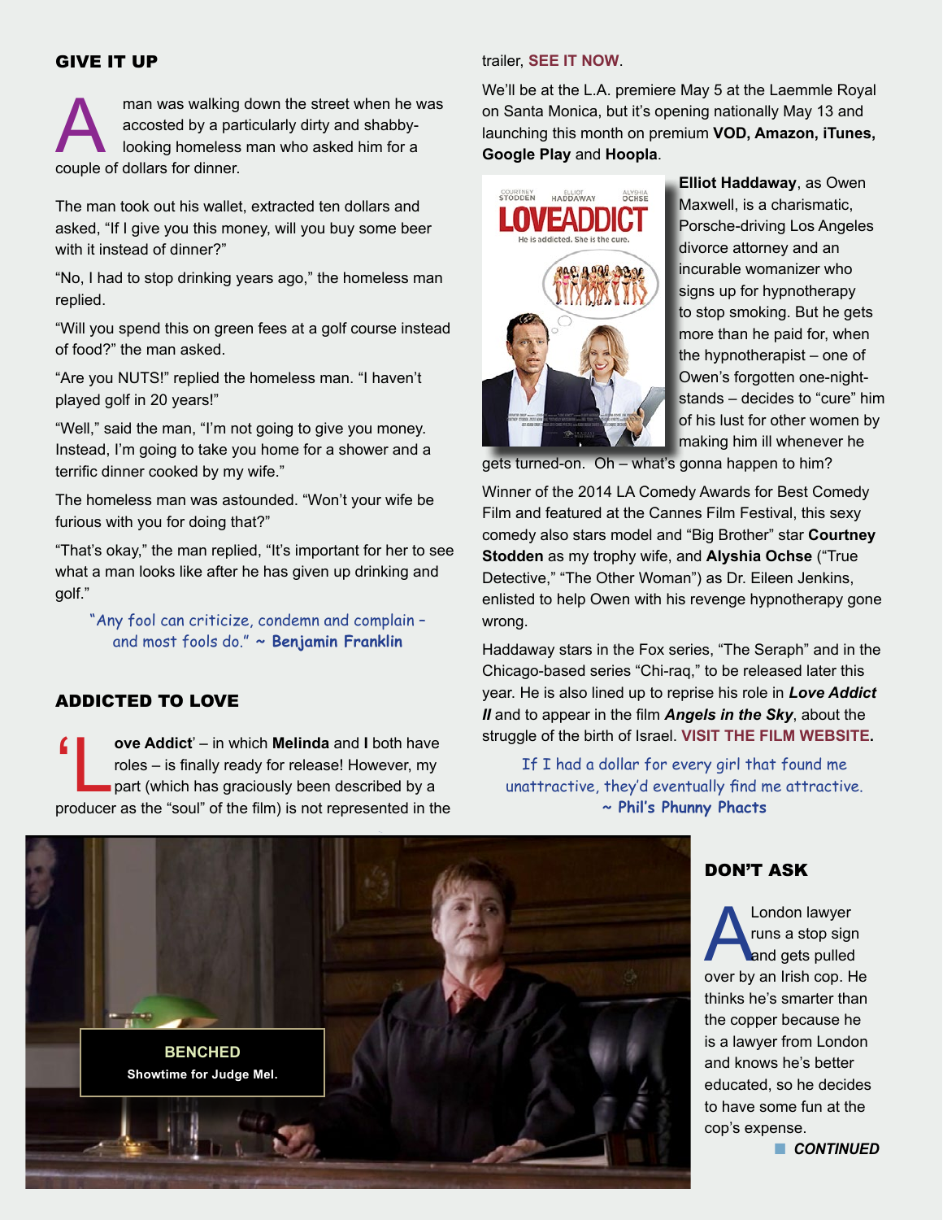## GIVE IT UP

A man was walking down the street when he was accosted by a particularly dirty and shabby-looking homeless man who asked him for a couple of dollars for dinner.

The man took out his wallet, extracted ten dollars and asked, "If I give you this money, will you buy some beer with it instead of dinner?"

"No, I had to stop drinking years ago," the homeless man replied.

"Will you spend this on green fees at a golf course instead of food?" the man asked.

"Are you NUTS!" replied the homeless man. "I haven't played golf in 20 years!"

"Well," said the man, "I'm not going to give you money. Instead, I'm going to take you home for a shower and a terrific dinner cooked by my wife."

The homeless man was astounded. "Won't your wife be furious with you for doing that?"

"That's okay," the man replied, "It's important for her to see what a man looks like after he has given up drinking and golf."

"Any fool can criticize, condemn and complain – and most fools do." ~ **Benjamin Franklin**

## ADDICTED TO LOVE

'**Love Addict**' – in which **Melinda** and **I** both have roles – is finally ready for release! However, my part (which has graciously been described by a producer as the "soul" of the film) is not represented in the trailer, **SEE IT NOW**.

We'll be at the L.A. premiere May 5 at the Laemmle Royal on Santa Monica, but it's opening nationally May 13 and launching this month on premium **VOD, Amazon, iTunes, Google Play** and **Hoopla**.

**Elliot Haddaway**, as Owen Maxwell, is a charismatic, Porsche-driving Los Angeles divorce attorney and an incurable womanizer who signs up for hypnotherapy to stop smoking. But he gets more than he paid for, when the hypnotherapist – one of Owen's forgotten one-night-stands – decides to "cure" him of his lust for other women by making him ill whenever he gets turned-on. Oh – what's gonna happen to him?

Winner of the 2014 LA Comedy Awards for Best Comedy Film and featured at the Cannes Film Festival, this sexy comedy also stars model and "Big Brother" star **Courtney Stodden** as my trophy wife, and **Alyshia Ochse** ("True Detective," "The Other Woman") as Dr. Eileen Jenkins, enlisted to help Owen with his revenge hypnotherapy gone wrong.

Haddaway stars in the Fox series, "The Seraph" and in the Chicago-based series "Chi-raq," to be released later this year. He is also lined up to reprise his role in ***Love Addict II*** and to appear in the film ***Angels in the Sky***, about the struggle of the birth of Israel. **VISIT THE FILM WEBSITE**.

If I had a dollar for every girl that found me unattractive, they'd eventually find me attractive. ~ **Phil's Phunny Phacts**

**BENCHED**
**Showtime for Judge Mel.**

## DON'T ASK

A London lawyer runs a stop sign and gets pulled over by an Irish cop. He thinks he's smarter than the copper because he is a lawyer from London and knows he's better educated, so he decides to have some fun at the cop's expense.

***CONTINUED***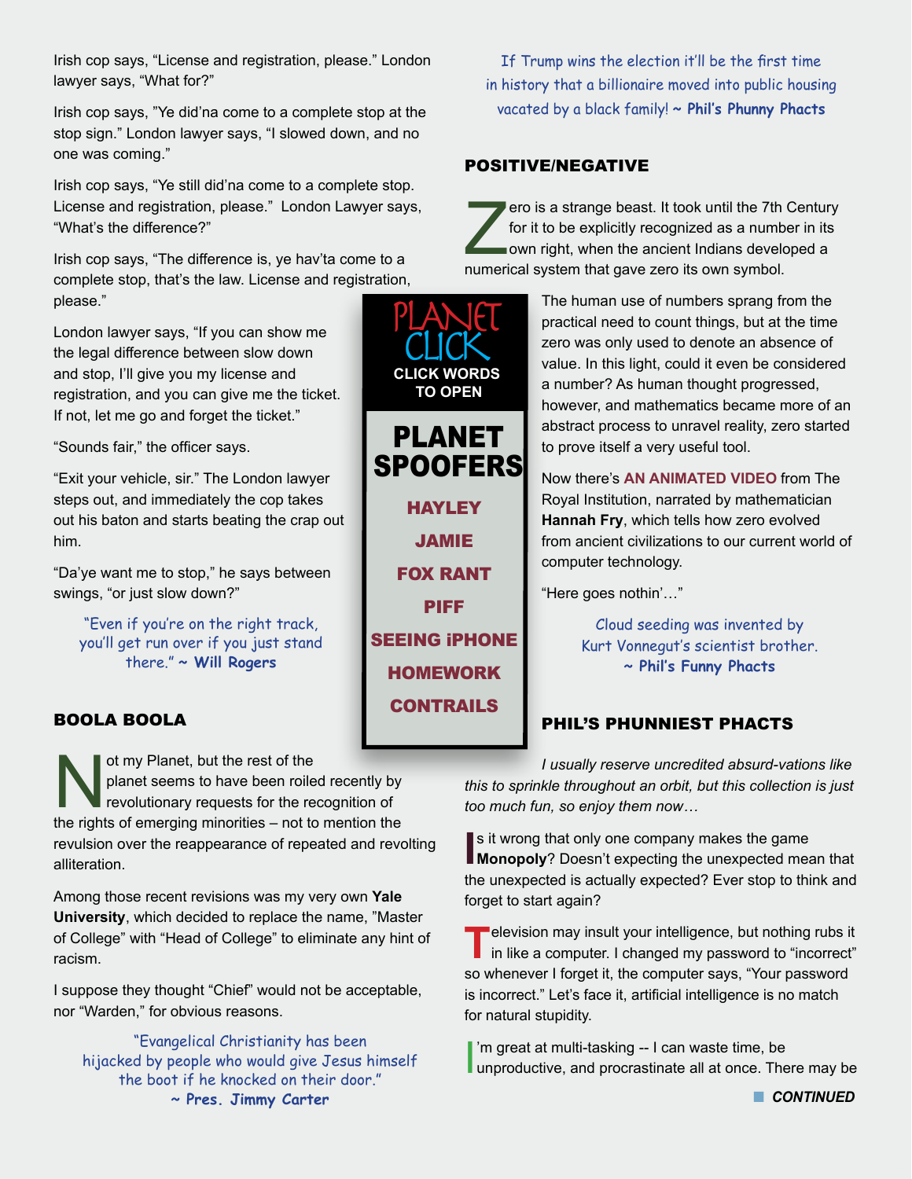Irish cop says, "License and registration, please." London lawyer says, "What for?"

Irish cop says, "Ye did'na come to a complete stop at the stop sign." London lawyer says, "I slowed down, and no one was coming."

Irish cop says, "Ye still did'na come to a complete stop. License and registration, please." London Lawyer says, "What's the difference?"

Irish cop says, "The difference is, ye hav'ta come to a complete stop, that's the law. License and registration, please."

London lawyer says, "If you can show me the legal difference between slow down and stop, I'll give you my license and registration, and you can give me the ticket. If not, let me go and forget the ticket."

"Sounds fair," the officer says.

"Exit your vehicle, sir." The London lawyer steps out, and immediately the cop takes out his baton and starts beating the crap out him.

"Da'ye want me to stop," he says between swings, "or just slow down?"

*"Even if you're on the right track, you'll get run over if you just stand there."* ~ **Will Rogers**

## BOOLA BOOLA

Not my Planet, but the rest of the planet seems to have been roiled recently by revolutionary requests for the recognition of the rights of emerging minorities – not to mention the revulsion over the reappearance of repeated and revolting alliteration.

Among those recent revisions was my very own **Yale University**, which decided to replace the name, "Master of College" with "Head of College" to eliminate any hint of racism.

I suppose they thought "Chief" would not be acceptable, nor "Warden," for obvious reasons.

*"Evangelical Christianity has been hijacked by people who would give Jesus himself the boot if he knocked on their door."* ~ **Pres. Jimmy Carter**

PLANET CLICK
CLICK WORDS TO OPEN

## PLANET SPOOFERS

HAYLEY
JAMIE
FOX RANT
PIFF
SEEING iPHONE
HOMEWORK
CONTRAILS

*If Trump wins the election it'll be the first time in history that a billionaire moved into public housing vacated by a black family!* ~ **Phil's Phunny Phacts**

## POSITIVE/NEGATIVE

Zero is a strange beast. It took until the 7th Century for it to be explicitly recognized as a number in its own right, when the ancient Indians developed a numerical system that gave zero its own symbol.

The human use of numbers sprang from the practical need to count things, but at the time zero was only used to denote an absence of value. In this light, could it even be considered a number? As human thought progressed, however, and mathematics became more of an abstract process to unravel reality, zero started to prove itself a very useful tool.

Now there's **AN ANIMATED VIDEO** from The Royal Institution, narrated by mathematician **Hannah Fry**, which tells how zero evolved from ancient civilizations to our current world of computer technology.

"Here goes nothin'…"

*Cloud seeding was invented by Kurt Vonnegut's scientist brother.* ~ **Phil's Funny Phacts**

## PHIL'S PHUNNIEST PHACTS

*I usually reserve uncredited absurd-vations like this to sprinkle throughout an orbit, but this collection is just too much fun, so enjoy them now…*

Is it wrong that only one company makes the game **Monopoly**? Doesn't expecting the unexpected mean that the unexpected is actually expected? Ever stop to think and forget to start again?

Television may insult your intelligence, but nothing rubs it in like a computer. I changed my password to "incorrect" so whenever I forget it, the computer says, "Your password is incorrect." Let's face it, artificial intelligence is no match for natural stupidity.

I'm great at multi-tasking -- I can waste time, be unproductive, and procrastinate all at once. There may be

***CONTINUED***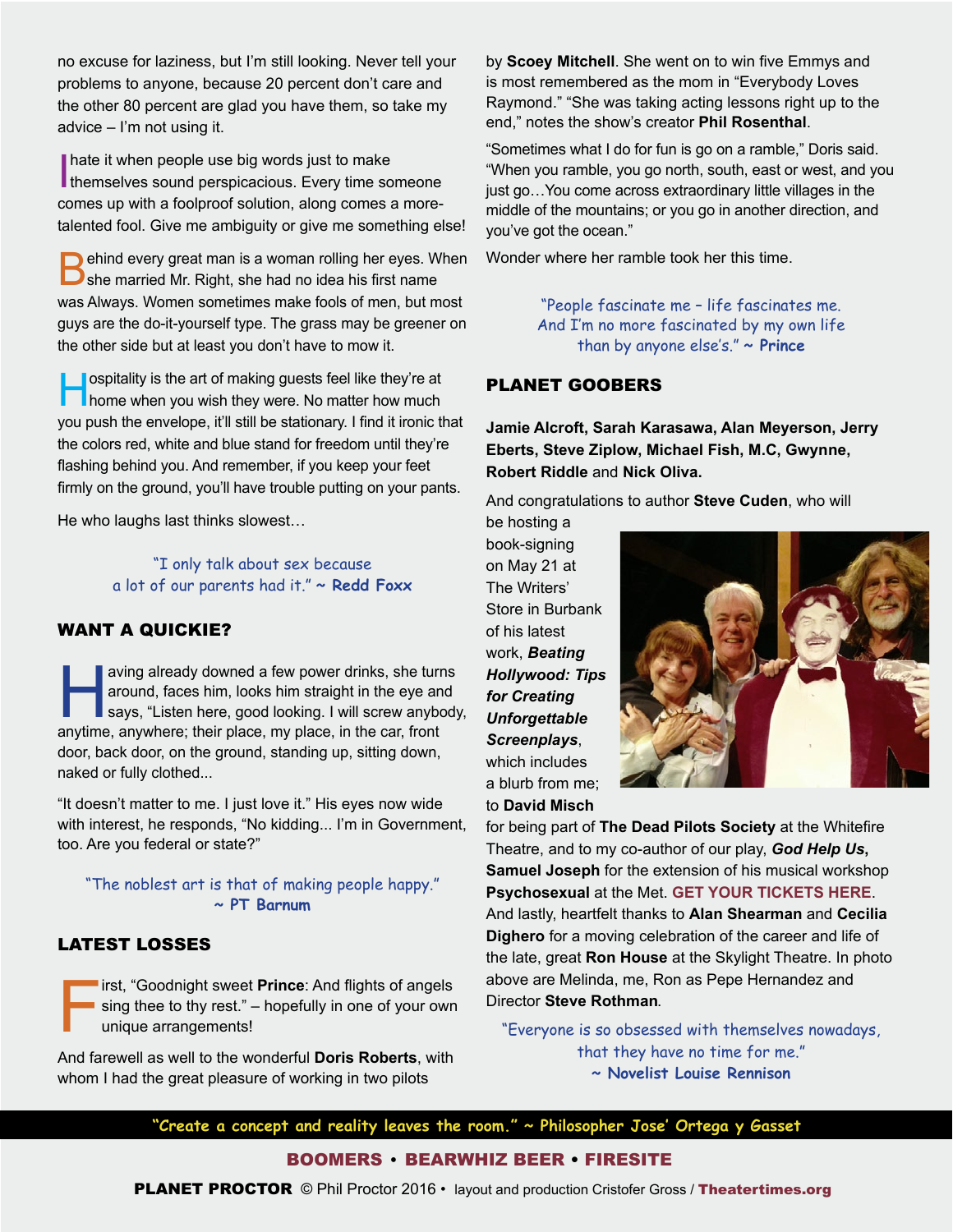no excuse for laziness, but I'm still looking. Never tell your problems to anyone, because 20 percent don't care and the other 80 percent are glad you have them, so take my advice – I'm not using it.

I hate it when people use big words just to make themselves sound perspicacious. Every time someone comes up with a foolproof solution, along comes a more-talented fool. Give me ambiguity or give me something else!

Behind every great man is a woman rolling her eyes. When she married Mr. Right, she had no idea his first name was Always. Women sometimes make fools of men, but most guys are the do-it-yourself type. The grass may be greener on the other side but at least you don't have to mow it.

Hospitality is the art of making guests feel like they're at home when you wish they were. No matter how much you push the envelope, it'll still be stationary. I find it ironic that the colors red, white and blue stand for freedom until they're flashing behind you. And remember, if you keep your feet firmly on the ground, you'll have trouble putting on your pants.

He who laughs last thinks slowest…

"I only talk about sex because a lot of our parents had it." ~ **Redd Foxx**

## WANT A QUICKIE?

Having already downed a few power drinks, she turns around, faces him, looks him straight in the eye and says, "Listen here, good looking. I will screw anybody, anytime, anywhere; their place, my place, in the car, front door, back door, on the ground, standing up, sitting down, naked or fully clothed...

"It doesn't matter to me. I just love it." His eyes now wide with interest, he responds, "No kidding... I'm in Government, too. Are you federal or state?"

"The noblest art is that of making people happy." ~ **PT Barnum**

## LATEST LOSSES

First, "Goodnight sweet **Prince**: And flights of angels sing thee to thy rest." – hopefully in one of your own unique arrangements!

And farewell as well to the wonderful **Doris Roberts**, with whom I had the great pleasure of working in two pilots by **Scoey Mitchell**. She went on to win five Emmys and is most remembered as the mom in "Everybody Loves Raymond." "She was taking acting lessons right up to the end," notes the show's creator **Phil Rosenthal**.

"Sometimes what I do for fun is go on a ramble," Doris said. "When you ramble, you go north, south, east or west, and you just go…You come across extraordinary little villages in the middle of the mountains; or you go in another direction, and you've got the ocean."

Wonder where her ramble took her this time.

"People fascinate me – life fascinates me. And I'm no more fascinated by my own life than by anyone else's." ~ **Prince**

## PLANET GOOBERS

**Jamie Alcroft, Sarah Karasawa, Alan Meyerson, Jerry Eberts, Steve Ziplow, Michael Fish, M.C, Gwynne, Robert Riddle** and **Nick Oliva.**

And congratulations to author **Steve Cuden**, who will be hosting a book-signing on May 21 at The Writers' Store in Burbank of his latest work, ***Beating Hollywood: Tips for Creating Unforgettable Screenplays***, which includes a blurb from me; to **David Misch** for being part of **The Dead Pilots Society** at the Whitefire Theatre, and to my co-author of our play, ***God Help Us*****, Samuel Joseph** for the extension of his musical workshop **Psychosexual** at the Met. **GET YOUR TICKETS HERE**. And lastly, heartfelt thanks to **Alan Shearman** and **Cecilia Dighero** for a moving celebration of the career and life of the late, great **Ron House** at the Skylight Theatre. In photo above are Melinda, me, Ron as Pepe Hernandez and Director **Steve Rothman**.

"Everyone is so obsessed with themselves nowadays, that they have no time for me." ~ **Novelist Louise Rennison**

"Create a concept and reality leaves the room." ~ Philosopher Jose' Ortega y Gasset

**BOOMERS • BEARWHIZ BEER • FIRESITE**

**PLANET PROCTOR** © Phil Proctor 2016 • layout and production Cristofer Gross / **Theatertimes.org**